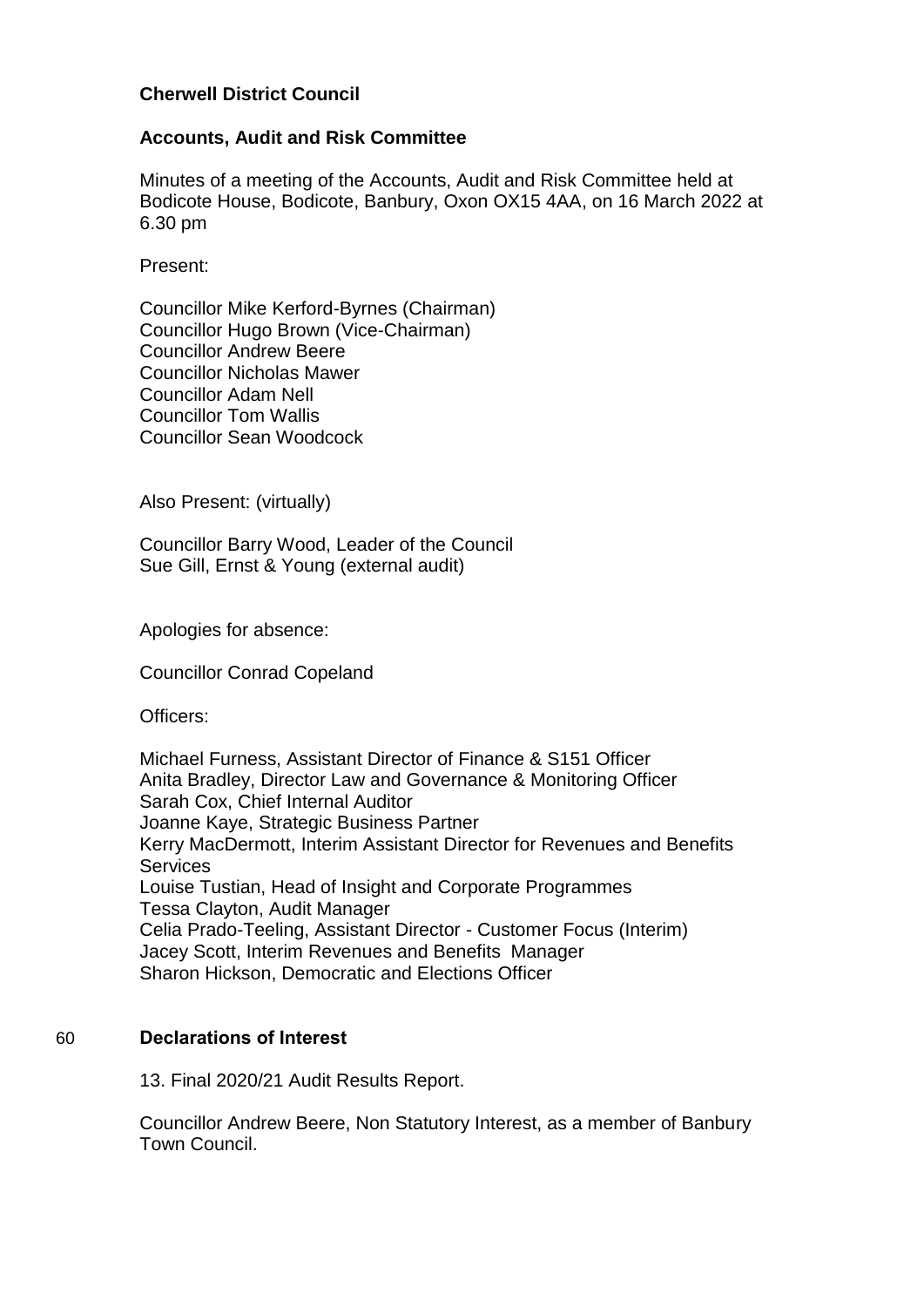**Cherwell District Council**

**Accounts, Audit and Risk Committee**

Minutes of a meeting of the Accounts, Audit and Risk Committee held at Bodicote House, Bodicote, Banbury, Oxon OX15 4AA, on 16 March 2022 at 6.30 pm

Present:

Councillor Mike Kerford-Byrnes (Chairman)
Councillor Hugo Brown (Vice-Chairman)
Councillor Andrew Beere
Councillor Nicholas Mawer
Councillor Adam Nell
Councillor Tom Wallis
Councillor Sean Woodcock

Also Present: (virtually)

Councillor Barry Wood, Leader of the Council
Sue Gill, Ernst & Young (external audit)

Apologies for absence:

Councillor Conrad Copeland

Officers:

Michael Furness, Assistant Director of Finance & S151 Officer
Anita Bradley, Director Law and Governance & Monitoring Officer
Sarah Cox, Chief Internal Auditor
Joanne Kaye, Strategic Business Partner
Kerry MacDermott, Interim Assistant Director for Revenues and Benefits Services
Louise Tustian, Head of Insight and Corporate Programmes
Tessa Clayton, Audit Manager
Celia Prado-Teeling, Assistant Director - Customer Focus (Interim)
Jacey Scott, Interim Revenues and Benefits Manager
Sharon Hickson, Democratic and Elections Officer

## 60 Declarations of Interest

13. Final 2020/21 Audit Results Report.

Councillor Andrew Beere, Non Statutory Interest, as a member of Banbury Town Council.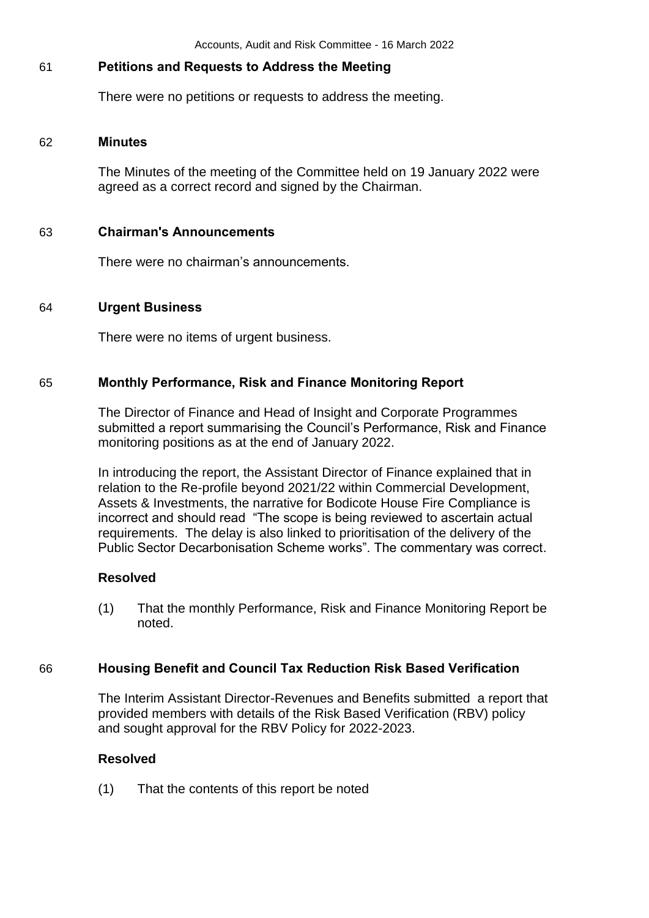## 61 Petitions and Requests to Address the Meeting

There were no petitions or requests to address the meeting.

## 62 Minutes

The Minutes of the meeting of the Committee held on 19 January 2022 were agreed as a correct record and signed by the Chairman.

## 63 Chairman's Announcements

There were no chairman's announcements.

## 64 Urgent Business

There were no items of urgent business.

## 65 Monthly Performance, Risk and Finance Monitoring Report

The Director of Finance and Head of Insight and Corporate Programmes submitted a report summarising the Council's Performance, Risk and Finance monitoring positions as at the end of January 2022.

In introducing the report, the Assistant Director of Finance explained that in relation to the Re-profile beyond 2021/22 within Commercial Development, Assets & Investments, the narrative for Bodicote House Fire Compliance is incorrect and should read "The scope is being reviewed to ascertain actual requirements. The delay is also linked to prioritisation of the delivery of the Public Sector Decarbonisation Scheme works". The commentary was correct.

### Resolved

(1) That the monthly Performance, Risk and Finance Monitoring Report be noted.

## 66 Housing Benefit and Council Tax Reduction Risk Based Verification

The Interim Assistant Director-Revenues and Benefits submitted a report that provided members with details of the Risk Based Verification (RBV) policy and sought approval for the RBV Policy for 2022-2023.

### Resolved

(1) That the contents of this report be noted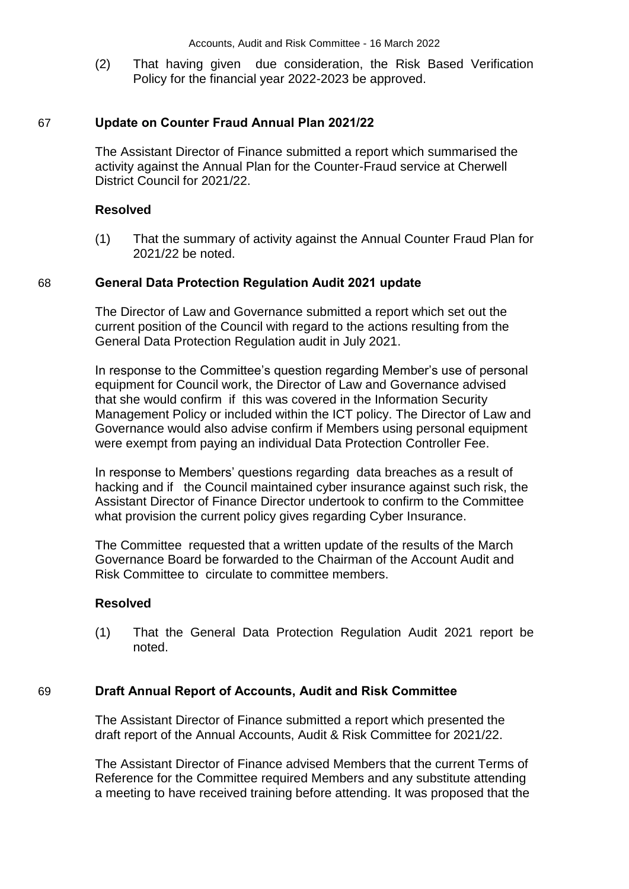(2) That having given due consideration, the Risk Based Verification Policy for the financial year 2022-2023 be approved.

## 67 Update on Counter Fraud Annual Plan 2021/22

The Assistant Director of Finance submitted a report which summarised the activity against the Annual Plan for the Counter-Fraud service at Cherwell District Council for 2021/22.

**Resolved**

(1) That the summary of activity against the Annual Counter Fraud Plan for 2021/22 be noted.

## 68 General Data Protection Regulation Audit 2021 update

The Director of Law and Governance submitted a report which set out the current position of the Council with regard to the actions resulting from the General Data Protection Regulation audit in July 2021.

In response to the Committee's question regarding Member's use of personal equipment for Council work, the Director of Law and Governance advised that she would confirm if this was covered in the Information Security Management Policy or included within the ICT policy. The Director of Law and Governance would also advise confirm if Members using personal equipment were exempt from paying an individual Data Protection Controller Fee.

In response to Members' questions regarding data breaches as a result of hacking and if the Council maintained cyber insurance against such risk, the Assistant Director of Finance Director undertook to confirm to the Committee what provision the current policy gives regarding Cyber Insurance.

The Committee requested that a written update of the results of the March Governance Board be forwarded to the Chairman of the Account Audit and Risk Committee to circulate to committee members.

**Resolved**

(1) That the General Data Protection Regulation Audit 2021 report be noted.

## 69 Draft Annual Report of Accounts, Audit and Risk Committee

The Assistant Director of Finance submitted a report which presented the draft report of the Annual Accounts, Audit & Risk Committee for 2021/22.

The Assistant Director of Finance advised Members that the current Terms of Reference for the Committee required Members and any substitute attending a meeting to have received training before attending. It was proposed that the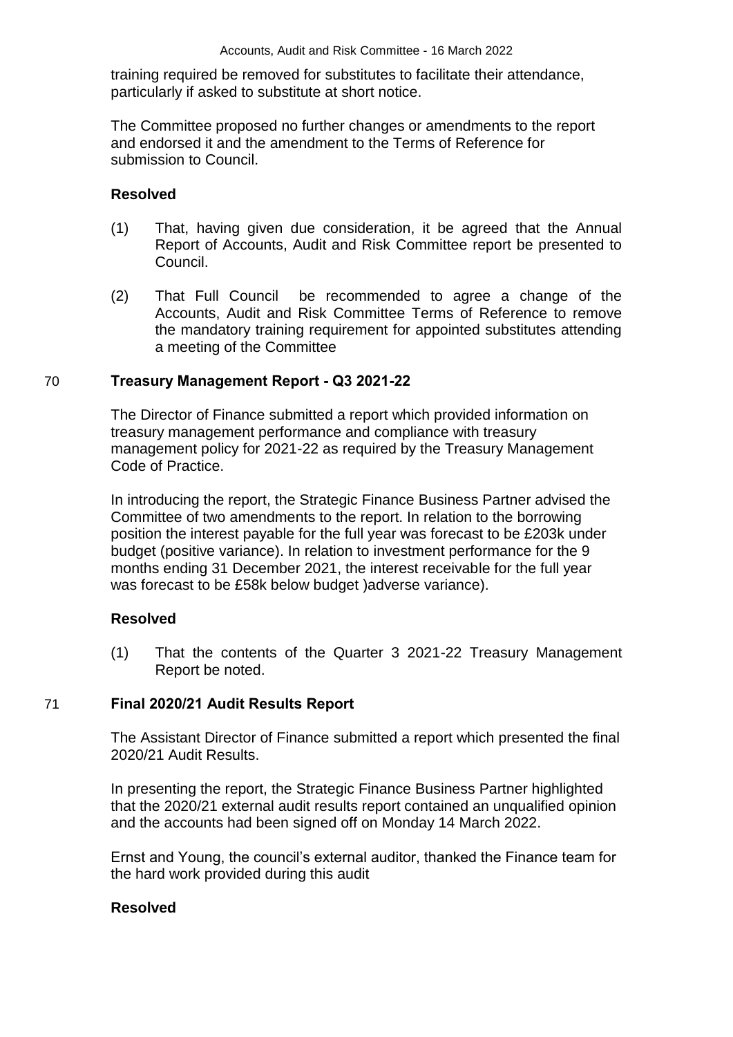training required be removed for substitutes to facilitate their attendance, particularly if asked to substitute at short notice.

The Committee proposed no further changes or amendments to the report and endorsed it and the amendment to the Terms of Reference for submission to Council.

**Resolved**

(1) That, having given due consideration, it be agreed that the Annual Report of Accounts, Audit and Risk Committee report be presented to Council.

(2) That Full Council be recommended to agree a change of the Accounts, Audit and Risk Committee Terms of Reference to remove the mandatory training requirement for appointed substitutes attending a meeting of the Committee

## 70 Treasury Management Report - Q3 2021-22

The Director of Finance submitted a report which provided information on treasury management performance and compliance with treasury management policy for 2021-22 as required by the Treasury Management Code of Practice.

In introducing the report, the Strategic Finance Business Partner advised the Committee of two amendments to the report. In relation to the borrowing position the interest payable for the full year was forecast to be £203k under budget (positive variance). In relation to investment performance for the 9 months ending 31 December 2021, the interest receivable for the full year was forecast to be £58k below budget )adverse variance).

**Resolved**

(1) That the contents of the Quarter 3 2021-22 Treasury Management Report be noted.

## 71 Final 2020/21 Audit Results Report

The Assistant Director of Finance submitted a report which presented the final 2020/21 Audit Results.

In presenting the report, the Strategic Finance Business Partner highlighted that the 2020/21 external audit results report contained an unqualified opinion and the accounts had been signed off on Monday 14 March 2022.

Ernst and Young, the council's external auditor, thanked the Finance team for the hard work provided during this audit

**Resolved**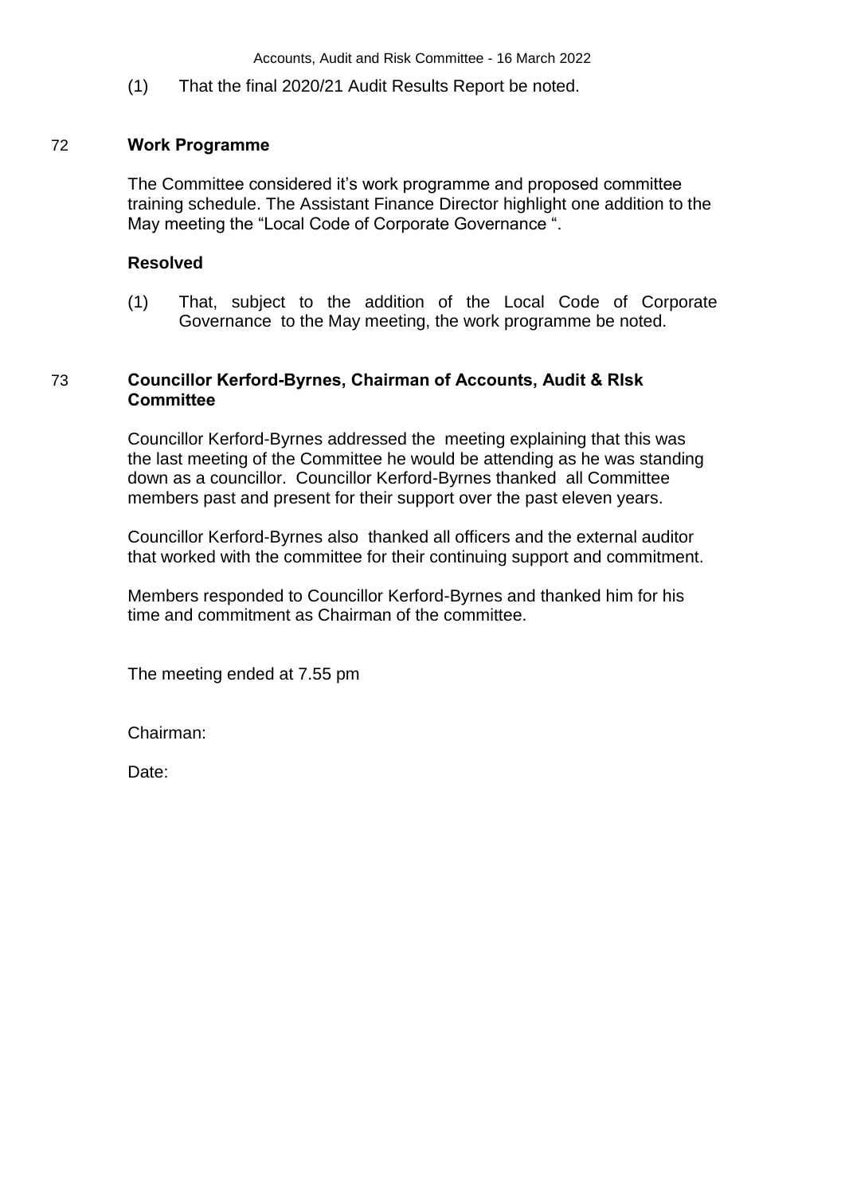(1) That the final 2020/21 Audit Results Report be noted.

72 **Work Programme**

The Committee considered it's work programme and proposed committee training schedule. The Assistant Finance Director highlight one addition to the May meeting the "Local Code of Corporate Governance ".

**Resolved**

(1) That, subject to the addition of the Local Code of Corporate Governance to the May meeting, the work programme be noted.

73 **Councillor Kerford-Byrnes, Chairman of Accounts, Audit & RIsk Committee**

Councillor Kerford-Byrnes addressed the meeting explaining that this was the last meeting of the Committee he would be attending as he was standing down as a councillor. Councillor Kerford-Byrnes thanked all Committee members past and present for their support over the past eleven years.

Councillor Kerford-Byrnes also thanked all officers and the external auditor that worked with the committee for their continuing support and commitment.

Members responded to Councillor Kerford-Byrnes and thanked him for his time and commitment as Chairman of the committee.

The meeting ended at 7.55 pm

Chairman:

Date: